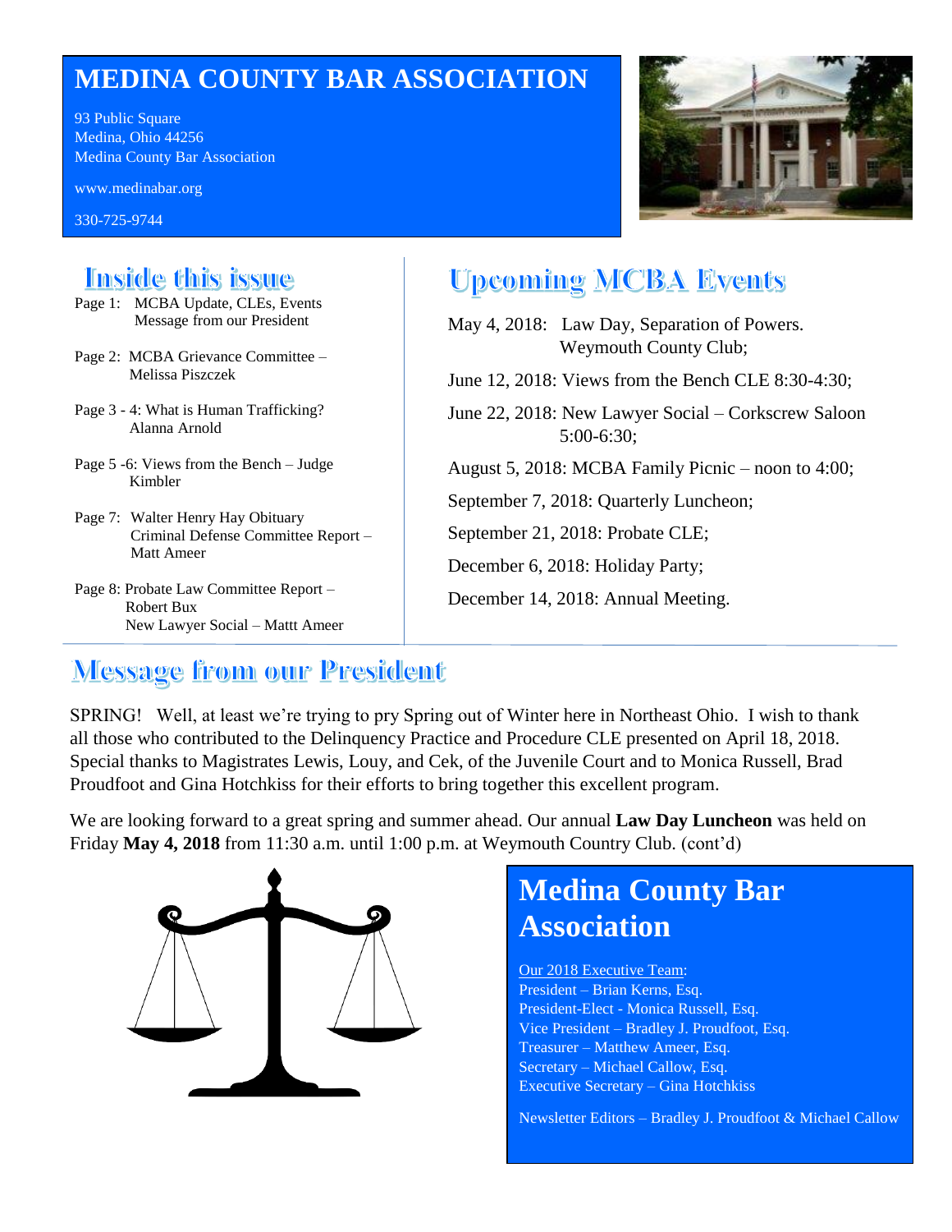# MEDINA COUNTY BAR ASSOCIATION

93 Public Square
Medina, Ohio 44256
Medina County Bar Association

www.medinabar.org

330-725-9744

## Inside this issue

Page 1: MCBA Update, CLEs, Events
Message from our President

Page 2: MCBA Grievance Committee – Melissa Piszczek

Page 3 - 4: What is Human Trafficking? Alanna Arnold

Page 5 -6: Views from the Bench – Judge Kimbler

Page 7: Walter Henry Hay Obituary
Criminal Defense Committee Report – Matt Ameer

Page 8: Probate Law Committee Report – Robert Bux
New Lawyer Social – Mattt Ameer

## Upcoming MCBA Events

May 4, 2018: Law Day, Separation of Powers. Weymouth County Club;

June 12, 2018: Views from the Bench CLE 8:30-4:30;

June 22, 2018: New Lawyer Social – Corkscrew Saloon 5:00-6:30;

August 5, 2018: MCBA Family Picnic – noon to 4:00;

September 7, 2018: Quarterly Luncheon;

September 21, 2018: Probate CLE;

December 6, 2018: Holiday Party;

December 14, 2018: Annual Meeting.

## Message from our President

SPRING! Well, at least we're trying to pry Spring out of Winter here in Northeast Ohio. I wish to thank all those who contributed to the Delinquency Practice and Procedure CLE presented on April 18, 2018. Special thanks to Magistrates Lewis, Louy, and Cek, of the Juvenile Court and to Monica Russell, Brad Proudfoot and Gina Hotchkiss for their efforts to bring together this excellent program.

We are looking forward to a great spring and summer ahead. Our annual **Law Day Luncheon** was held on Friday **May 4, 2018** from 11:30 a.m. until 1:00 p.m. at Weymouth Country Club. (cont'd)

## Medina County Bar Association

Our 2018 Executive Team:
President – Brian Kerns, Esq.
President-Elect - Monica Russell, Esq.
Vice President – Bradley J. Proudfoot, Esq.
Treasurer – Matthew Ameer, Esq.
Secretary – Michael Callow, Esq.
Executive Secretary – Gina Hotchkiss

Newsletter Editors – Bradley J. Proudfoot & Michael Callow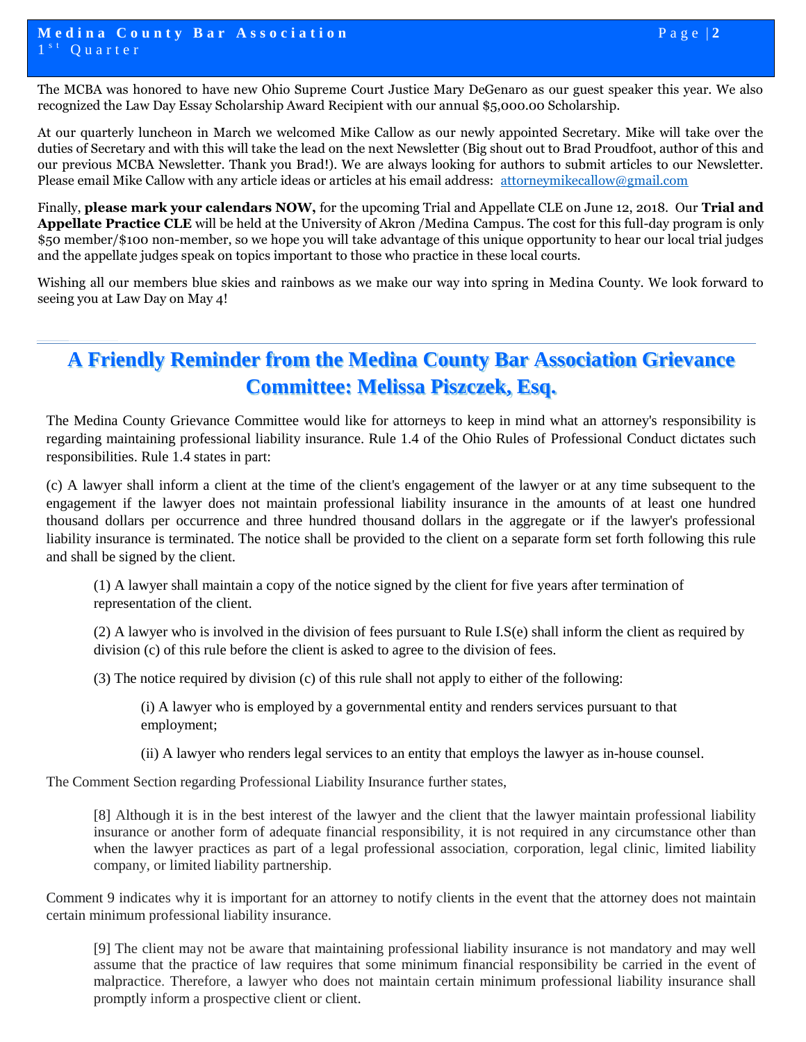The MCBA was honored to have new Ohio Supreme Court Justice Mary DeGenaro as our guest speaker this year. We also recognized the Law Day Essay Scholarship Award Recipient with our annual $5,000.00 Scholarship.

At our quarterly luncheon in March we welcomed Mike Callow as our newly appointed Secretary. Mike will take over the duties of Secretary and with this will take the lead on the next Newsletter (Big shout out to Brad Proudfoot, author of this and our previous MCBA Newsletter. Thank you Brad!). We are always looking for authors to submit articles to our Newsletter. Please email Mike Callow with any article ideas or articles at his email address: attorneymikecallow@gmail.com

Finally, **please mark your calendars NOW,** for the upcoming Trial and Appellate CLE on June 12, 2018. Our **Trial and Appellate Practice CLE** will be held at the University of Akron /Medina Campus. The cost for this full-day program is only $50 member/$100 non-member, so we hope you will take advantage of this unique opportunity to hear our local trial judges and the appellate judges speak on topics important to those who practice in these local courts.

Wishing all our members blue skies and rainbows as we make our way into spring in Medina County. We look forward to seeing you at Law Day on May 4!

## A Friendly Reminder from the Medina County Bar Association Grievance Committee: Melissa Piszczek, Esq.

The Medina County Grievance Committee would like for attorneys to keep in mind what an attorney's responsibility is regarding maintaining professional liability insurance. Rule 1.4 of the Ohio Rules of Professional Conduct dictates such responsibilities. Rule 1.4 states in part:

(c) A lawyer shall inform a client at the time of the client's engagement of the lawyer or at any time subsequent to the engagement if the lawyer does not maintain professional liability insurance in the amounts of at least one hundred thousand dollars per occurrence and three hundred thousand dollars in the aggregate or if the lawyer's professional liability insurance is terminated. The notice shall be provided to the client on a separate form set forth following this rule and shall be signed by the client.

> (1) A lawyer shall maintain a copy of the notice signed by the client for five years after termination of representation of the client.
>
> (2) A lawyer who is involved in the division of fees pursuant to Rule I.S(e) shall inform the client as required by division (c) of this rule before the client is asked to agree to the division of fees.
>
> (3) The notice required by division (c) of this rule shall not apply to either of the following:
>
> > (i) A lawyer who is employed by a governmental entity and renders services pursuant to that employment;
> >
> > (ii) A lawyer who renders legal services to an entity that employs the lawyer as in-house counsel.

The Comment Section regarding Professional Liability Insurance further states,

> [8] Although it is in the best interest of the lawyer and the client that the lawyer maintain professional liability insurance or another form of adequate financial responsibility, it is not required in any circumstance other than when the lawyer practices as part of a legal professional association, corporation, legal clinic, limited liability company, or limited liability partnership.

Comment 9 indicates why it is important for an attorney to notify clients in the event that the attorney does not maintain certain minimum professional liability insurance.

> [9] The client may not be aware that maintaining professional liability insurance is not mandatory and may well assume that the practice of law requires that some minimum financial responsibility be carried in the event of malpractice. Therefore, a lawyer who does not maintain certain minimum professional liability insurance shall promptly inform a prospective client or client.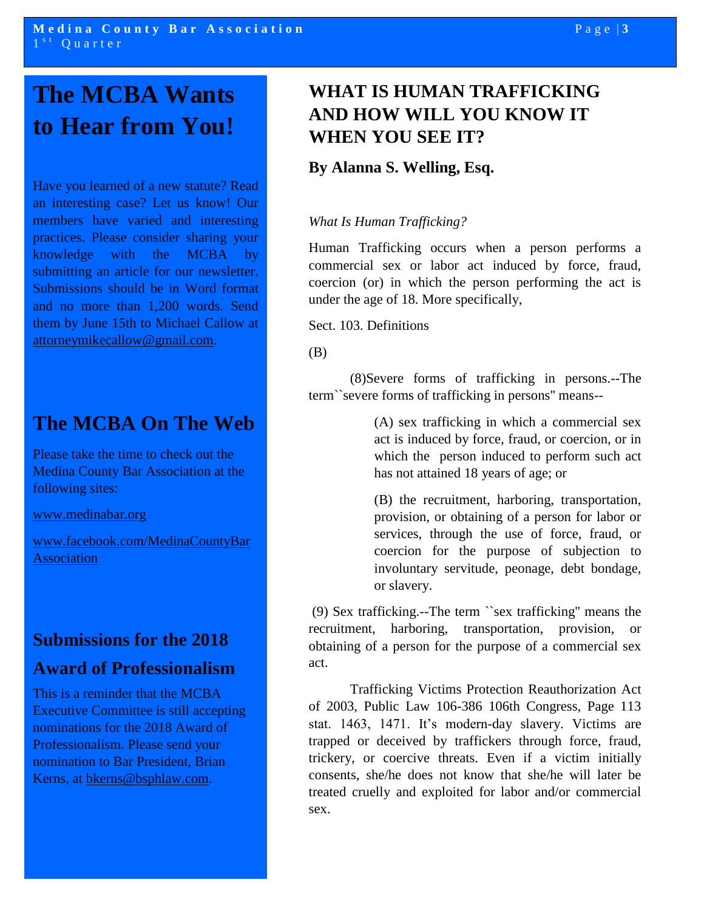## The MCBA Wants to Hear from You!

Have you learned of a new statute? Read an interesting case? Let us know! Our members have varied and interesting practices. Please consider sharing your knowledge with the MCBA by submitting an article for our newsletter. Submissions should be in Word format and no more than 1,200 words. Send them by June 15th to Michael Callow at attorneymikecallow@gmail.com.

## The MCBA On The Web

Please take the time to check out the Medina County Bar Association at the following sites:

www.medinabar.org

www.facebook.com/MedinaCountyBarAssociation

## Submissions for the 2018 Award of Professionalism

This is a reminder that the MCBA Executive Committee is still accepting nominations for the 2018 Award of Professionalism. Please send your nomination to Bar President, Brian Kerns, at bkerns@bsphlaw.com.

## WHAT IS HUMAN TRAFFICKING AND HOW WILL YOU KNOW IT WHEN YOU SEE IT?

**By Alanna S. Welling, Esq.**

*What Is Human Trafficking?*

Human Trafficking occurs when a person performs a commercial sex or labor act induced by force, fraud, coercion (or) in which the person performing the act is under the age of 18. More specifically,

Sect. 103. Definitions

(B)

(8)Severe forms of trafficking in persons.--The term``severe forms of trafficking in persons'' means--

> (A) sex trafficking in which a commercial sex act is induced by force, fraud, or coercion, or in which the person induced to perform such act has not attained 18 years of age; or
>
> (B) the recruitment, harboring, transportation, provision, or obtaining of a person for labor or services, through the use of force, fraud, or coercion for the purpose of subjection to involuntary servitude, peonage, debt bondage, or slavery.

(9) Sex trafficking.--The term ``sex trafficking'' means the recruitment, harboring, transportation, provision, or obtaining of a person for the purpose of a commercial sex act.

Trafficking Victims Protection Reauthorization Act of 2003, Public Law 106-386 106th Congress, Page 113 stat. 1463, 1471. It's modern-day slavery. Victims are trapped or deceived by traffickers through force, fraud, trickery, or coercive threats. Even if a victim initially consents, she/he does not know that she/he will later be treated cruelly and exploited for labor and/or commercial sex.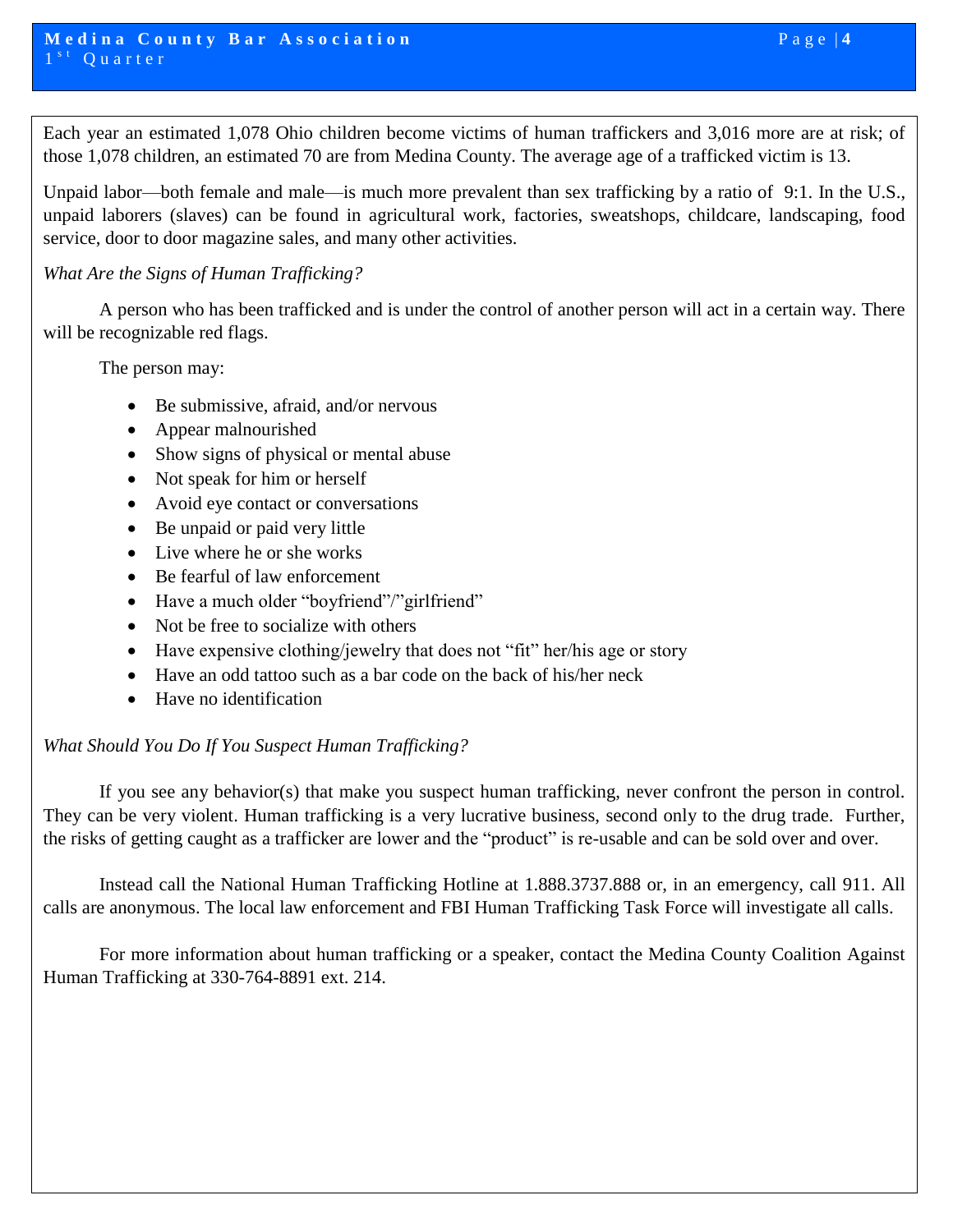Each year an estimated 1,078 Ohio children become victims of human traffickers and 3,016 more are at risk; of those 1,078 children, an estimated 70 are from Medina County. The average age of a trafficked victim is 13.

Unpaid labor—both female and male—is much more prevalent than sex trafficking by a ratio of 9:1. In the U.S., unpaid laborers (slaves) can be found in agricultural work, factories, sweatshops, childcare, landscaping, food service, door to door magazine sales, and many other activities.

*What Are the Signs of Human Trafficking?*

A person who has been trafficked and is under the control of another person will act in a certain way. There will be recognizable red flags.

The person may:

- Be submissive, afraid, and/or nervous
- Appear malnourished
- Show signs of physical or mental abuse
- Not speak for him or herself
- Avoid eye contact or conversations
- Be unpaid or paid very little
- Live where he or she works
- Be fearful of law enforcement
- Have a much older "boyfriend"/"girlfriend"
- Not be free to socialize with others
- Have expensive clothing/jewelry that does not "fit" her/his age or story
- Have an odd tattoo such as a bar code on the back of his/her neck
- Have no identification

*What Should You Do If You Suspect Human Trafficking?*

If you see any behavior(s) that make you suspect human trafficking, never confront the person in control. They can be very violent. Human trafficking is a very lucrative business, second only to the drug trade. Further, the risks of getting caught as a trafficker are lower and the "product" is re-usable and can be sold over and over.

Instead call the National Human Trafficking Hotline at 1.888.3737.888 or, in an emergency, call 911. All calls are anonymous. The local law enforcement and FBI Human Trafficking Task Force will investigate all calls.

For more information about human trafficking or a speaker, contact the Medina County Coalition Against Human Trafficking at 330-764-8891 ext. 214.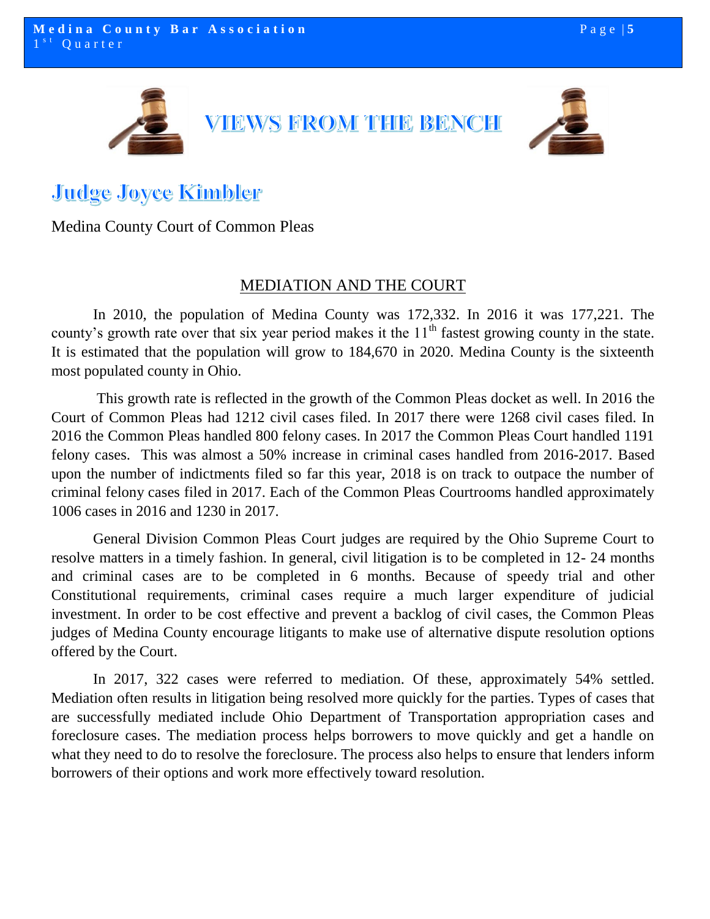# VIEWS FROM THE BENCH

## Judge Joyce Kimbler

Medina County Court of Common Pleas

### MEDIATION AND THE COURT

In 2010, the population of Medina County was 172,332. In 2016 it was 177,221. The county's growth rate over that six year period makes it the 11th fastest growing county in the state. It is estimated that the population will grow to 184,670 in 2020. Medina County is the sixteenth most populated county in Ohio.

This growth rate is reflected in the growth of the Common Pleas docket as well. In 2016 the Court of Common Pleas had 1212 civil cases filed. In 2017 there were 1268 civil cases filed. In 2016 the Common Pleas handled 800 felony cases. In 2017 the Common Pleas Court handled 1191 felony cases. This was almost a 50% increase in criminal cases handled from 2016-2017. Based upon the number of indictments filed so far this year, 2018 is on track to outpace the number of criminal felony cases filed in 2017. Each of the Common Pleas Courtrooms handled approximately 1006 cases in 2016 and 1230 in 2017.

General Division Common Pleas Court judges are required by the Ohio Supreme Court to resolve matters in a timely fashion. In general, civil litigation is to be completed in 12- 24 months and criminal cases are to be completed in 6 months. Because of speedy trial and other Constitutional requirements, criminal cases require a much larger expenditure of judicial investment. In order to be cost effective and prevent a backlog of civil cases, the Common Pleas judges of Medina County encourage litigants to make use of alternative dispute resolution options offered by the Court.

In 2017, 322 cases were referred to mediation. Of these, approximately 54% settled. Mediation often results in litigation being resolved more quickly for the parties. Types of cases that are successfully mediated include Ohio Department of Transportation appropriation cases and foreclosure cases. The mediation process helps borrowers to move quickly and get a handle on what they need to do to resolve the foreclosure. The process also helps to ensure that lenders inform borrowers of their options and work more effectively toward resolution.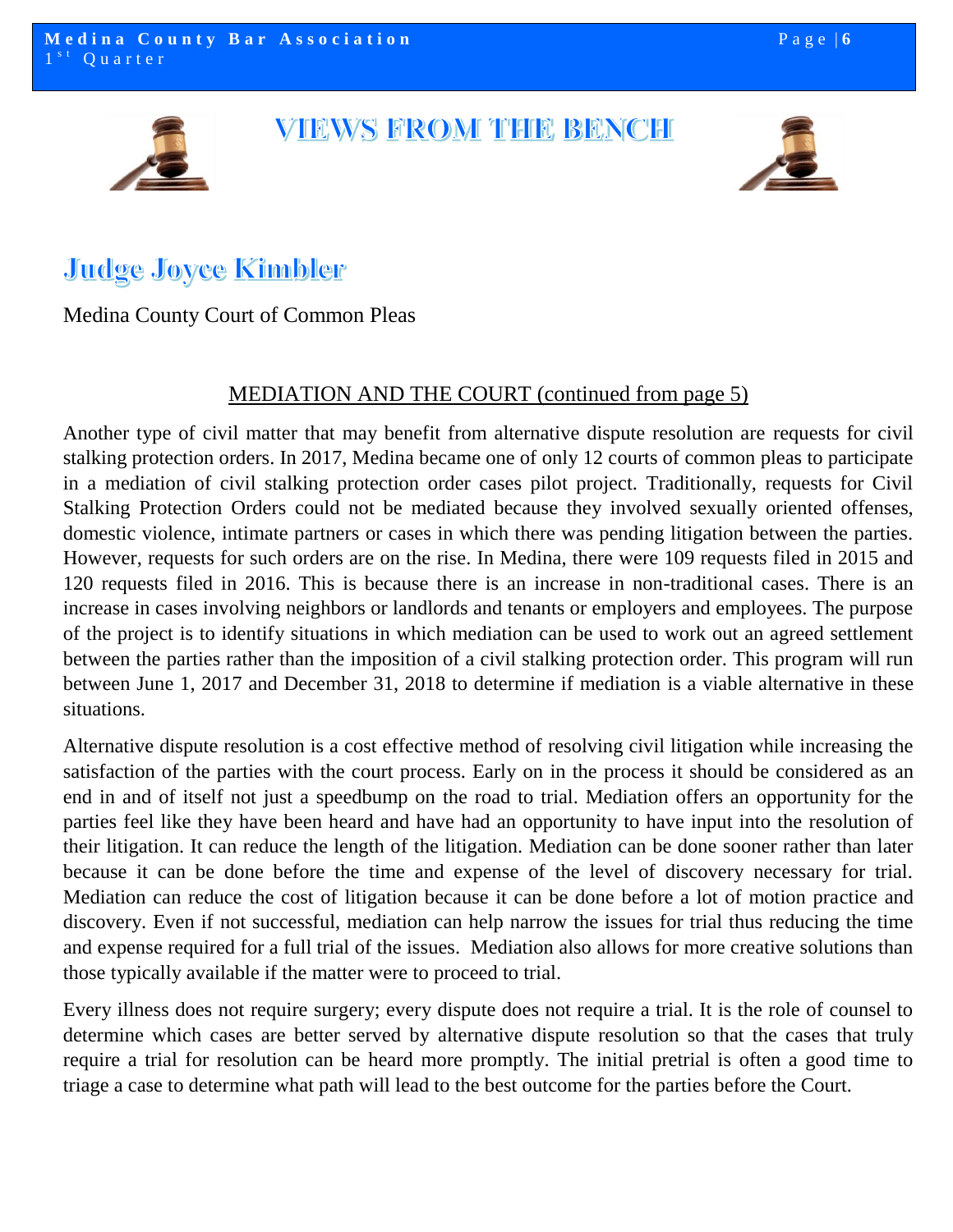# VIEWS FROM THE BENCH

## Judge Joyce Kimbler

Medina County Court of Common Pleas

MEDIATION AND THE COURT (continued from page 5)

Another type of civil matter that may benefit from alternative dispute resolution are requests for civil stalking protection orders. In 2017, Medina became one of only 12 courts of common pleas to participate in a mediation of civil stalking protection order cases pilot project. Traditionally, requests for Civil Stalking Protection Orders could not be mediated because they involved sexually oriented offenses, domestic violence, intimate partners or cases in which there was pending litigation between the parties. However, requests for such orders are on the rise. In Medina, there were 109 requests filed in 2015 and 120 requests filed in 2016. This is because there is an increase in non-traditional cases. There is an increase in cases involving neighbors or landlords and tenants or employers and employees. The purpose of the project is to identify situations in which mediation can be used to work out an agreed settlement between the parties rather than the imposition of a civil stalking protection order. This program will run between June 1, 2017 and December 31, 2018 to determine if mediation is a viable alternative in these situations.

Alternative dispute resolution is a cost effective method of resolving civil litigation while increasing the satisfaction of the parties with the court process. Early on in the process it should be considered as an end in and of itself not just a speedbump on the road to trial. Mediation offers an opportunity for the parties feel like they have been heard and have had an opportunity to have input into the resolution of their litigation. It can reduce the length of the litigation. Mediation can be done sooner rather than later because it can be done before the time and expense of the level of discovery necessary for trial. Mediation can reduce the cost of litigation because it can be done before a lot of motion practice and discovery. Even if not successful, mediation can help narrow the issues for trial thus reducing the time and expense required for a full trial of the issues. Mediation also allows for more creative solutions than those typically available if the matter were to proceed to trial.

Every illness does not require surgery; every dispute does not require a trial. It is the role of counsel to determine which cases are better served by alternative dispute resolution so that the cases that truly require a trial for resolution can be heard more promptly. The initial pretrial is often a good time to triage a case to determine what path will lead to the best outcome for the parties before the Court.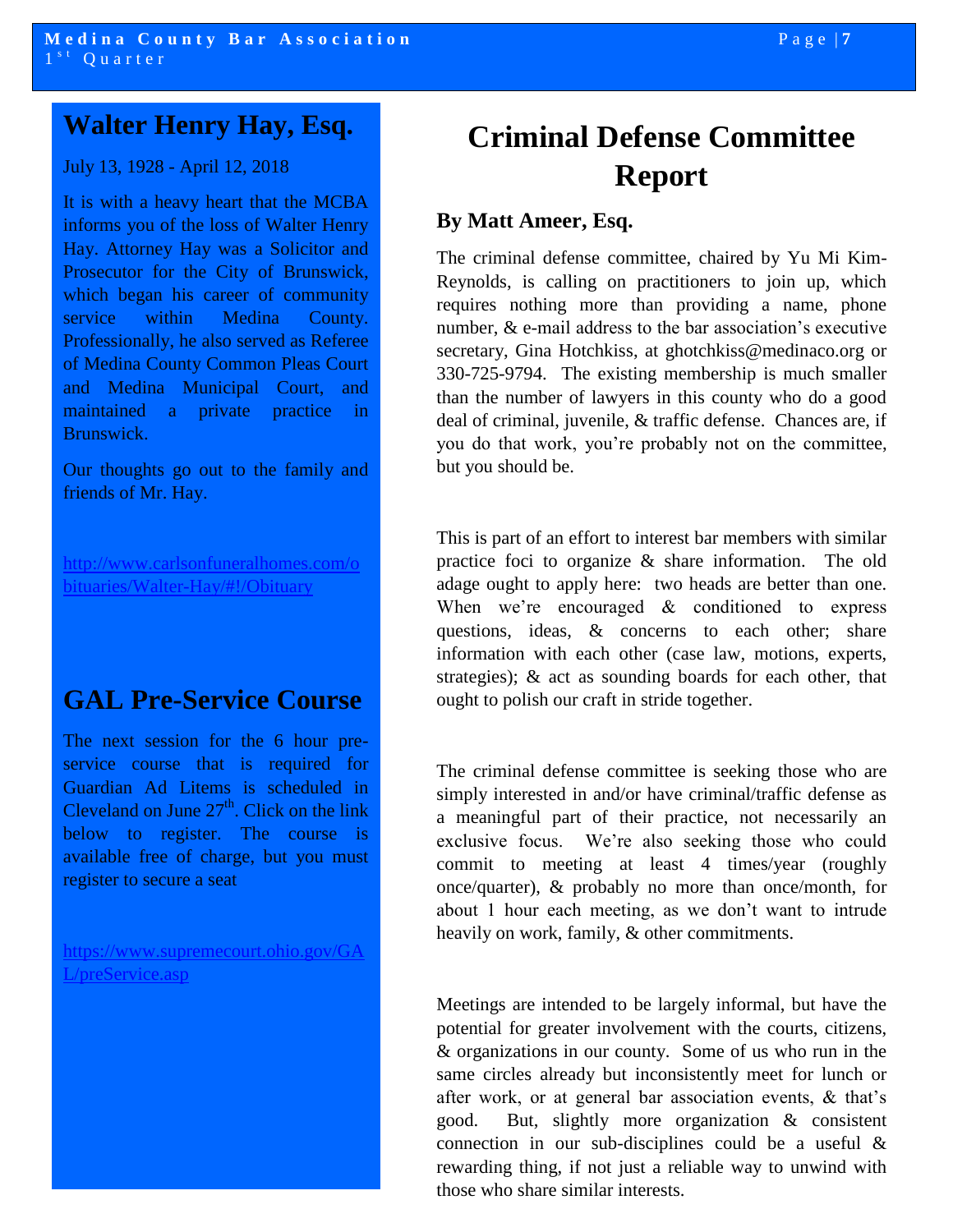## Walter Henry Hay, Esq.

July 13, 1928 - April 12, 2018

It is with a heavy heart that the MCBA informs you of the loss of Walter Henry Hay. Attorney Hay was a Solicitor and Prosecutor for the City of Brunswick, which began his career of community service within Medina County. Professionally, he also served as Referee of Medina County Common Pleas Court and Medina Municipal Court, and maintained a private practice in Brunswick.

Our thoughts go out to the family and friends of Mr. Hay.

http://www.carlsonfuneralhomes.com/obituaries/Walter-Hay/#!/Obituary

## GAL Pre-Service Course

The next session for the 6 hour pre-service course that is required for Guardian Ad Litems is scheduled in Cleveland on June 27th. Click on the link below to register. The course is available free of charge, but you must register to secure a seat

https://www.supremecourt.ohio.gov/GAL/preService.asp

# Criminal Defense Committee Report

### By Matt Ameer, Esq.

The criminal defense committee, chaired by Yu Mi Kim-Reynolds, is calling on practitioners to join up, which requires nothing more than providing a name, phone number, & e-mail address to the bar association's executive secretary, Gina Hotchkiss, at ghotchkiss@medinaco.org or 330-725-9794. The existing membership is much smaller than the number of lawyers in this county who do a good deal of criminal, juvenile, & traffic defense. Chances are, if you do that work, you're probably not on the committee, but you should be.

This is part of an effort to interest bar members with similar practice foci to organize & share information. The old adage ought to apply here: two heads are better than one. When we're encouraged & conditioned to express questions, ideas, & concerns to each other; share information with each other (case law, motions, experts, strategies); & act as sounding boards for each other, that ought to polish our craft in stride together.

The criminal defense committee is seeking those who are simply interested in and/or have criminal/traffic defense as a meaningful part of their practice, not necessarily an exclusive focus. We're also seeking those who could commit to meeting at least 4 times/year (roughly once/quarter), & probably no more than once/month, for about 1 hour each meeting, as we don't want to intrude heavily on work, family, & other commitments.

Meetings are intended to be largely informal, but have the potential for greater involvement with the courts, citizens, & organizations in our county. Some of us who run in the same circles already but inconsistently meet for lunch or after work, or at general bar association events, & that's good. But, slightly more organization & consistent connection in our sub-disciplines could be a useful & rewarding thing, if not just a reliable way to unwind with those who share similar interests.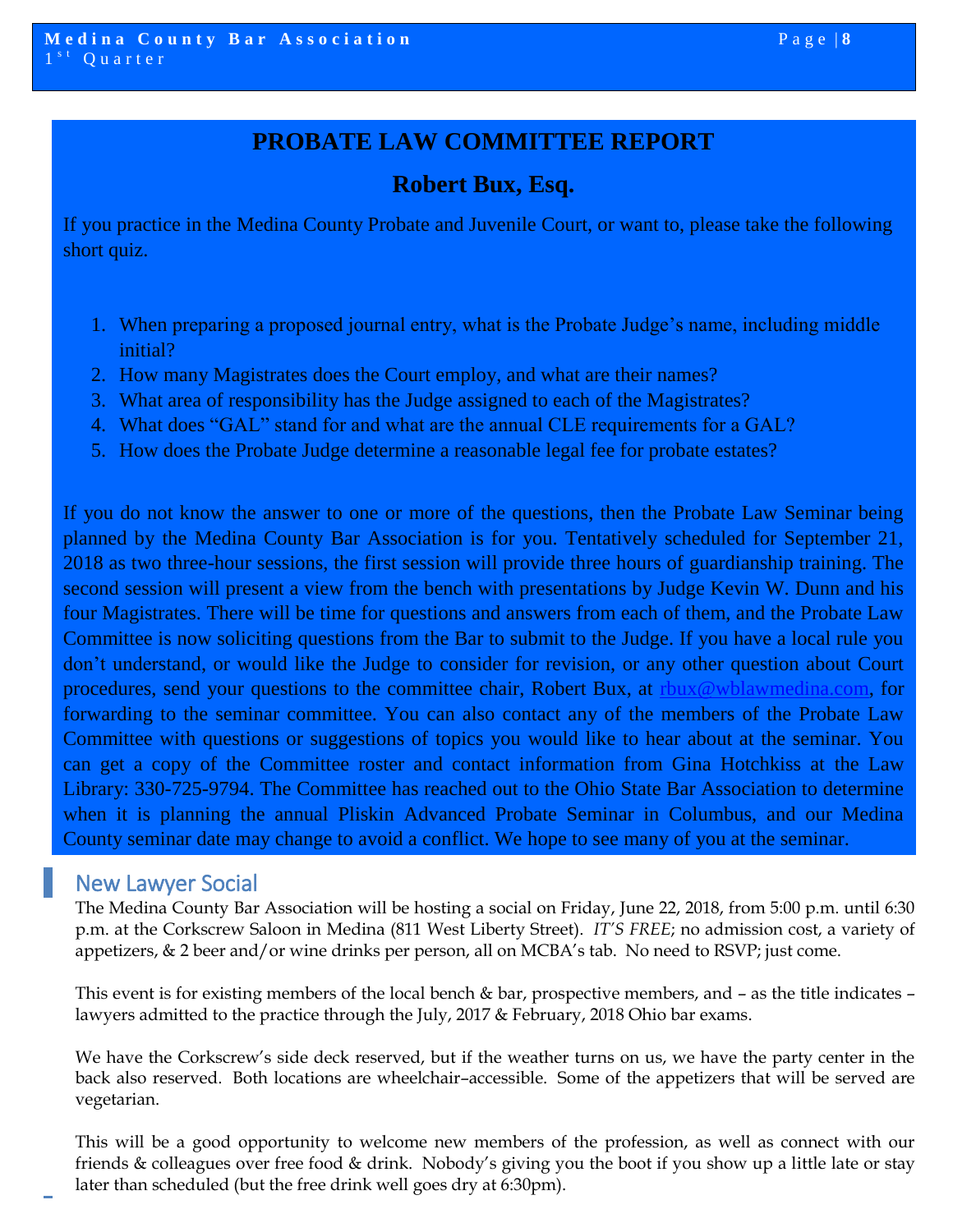# PROBATE LAW COMMITTEE REPORT

## Robert Bux, Esq.

If you practice in the Medina County Probate and Juvenile Court, or want to, please take the following short quiz.

1. When preparing a proposed journal entry, what is the Probate Judge's name, including middle initial?
2. How many Magistrates does the Court employ, and what are their names?
3. What area of responsibility has the Judge assigned to each of the Magistrates?
4. What does "GAL" stand for and what are the annual CLE requirements for a GAL?
5. How does the Probate Judge determine a reasonable legal fee for probate estates?

If you do not know the answer to one or more of the questions, then the Probate Law Seminar being planned by the Medina County Bar Association is for you. Tentatively scheduled for September 21, 2018 as two three-hour sessions, the first session will provide three hours of guardianship training. The second session will present a view from the bench with presentations by Judge Kevin W. Dunn and his four Magistrates. There will be time for questions and answers from each of them, and the Probate Law Committee is now soliciting questions from the Bar to submit to the Judge. If you have a local rule you don't understand, or would like the Judge to consider for revision, or any other question about Court procedures, send your questions to the committee chair, Robert Bux, at rbux@wblawmedina.com, for forwarding to the seminar committee. You can also contact any of the members of the Probate Law Committee with questions or suggestions of topics you would like to hear about at the seminar. You can get a copy of the Committee roster and contact information from Gina Hotchkiss at the Law Library: 330-725-9794. The Committee has reached out to the Ohio State Bar Association to determine when it is planning the annual Pliskin Advanced Probate Seminar in Columbus, and our Medina County seminar date may change to avoid a conflict. We hope to see many of you at the seminar.

## New Lawyer Social

The Medina County Bar Association will be hosting a social on Friday, June 22, 2018, from 5:00 p.m. until 6:30 p.m. at the Corkscrew Saloon in Medina (811 West Liberty Street). *IT'S FREE*; no admission cost, a variety of appetizers, & 2 beer and/or wine drinks per person, all on MCBA's tab. No need to RSVP; just come.

This event is for existing members of the local bench & bar, prospective members, and – as the title indicates – lawyers admitted to the practice through the July, 2017 & February, 2018 Ohio bar exams.

We have the Corkscrew's side deck reserved, but if the weather turns on us, we have the party center in the back also reserved. Both locations are wheelchair–accessible. Some of the appetizers that will be served are vegetarian.

This will be a good opportunity to welcome new members of the profession, as well as connect with our friends & colleagues over free food & drink. Nobody's giving you the boot if you show up a little late or stay later than scheduled (but the free drink well goes dry at 6:30pm).